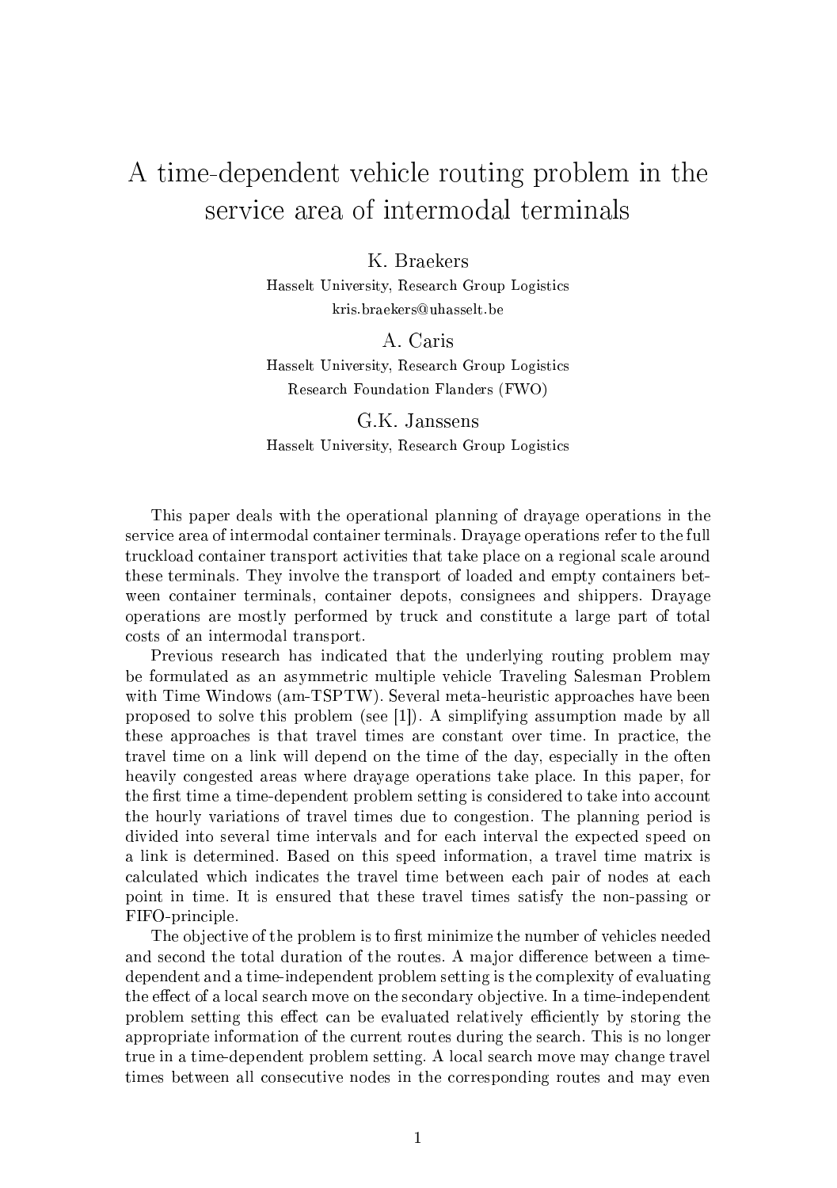# A time-dependent vehicle routing problem in the service area of intermodal terminals

K. Braekers
Hasselt University, Research Group Logistics
kris.braekers@uhasselt.be

A. Caris
Hasselt University, Research Group Logistics
Research Foundation Flanders (FWO)

G.K. Janssens
Hasselt University, Research Group Logistics

This paper deals with the operational planning of drayage operations in the service area of intermodal container terminals. Drayage operations refer to the full truckload container transport activities that take place on a regional scale around these terminals. They involve the transport of loaded and empty containers between container terminals, container depots, consignees and shippers. Drayage operations are mostly performed by truck and constitute a large part of total costs of an intermodal transport.

Previous research has indicated that the underlying routing problem may be formulated as an asymmetric multiple vehicle Traveling Salesman Problem with Time Windows (am-TSPTW). Several meta-heuristic approaches have been proposed to solve this problem (see [1]). A simplifying assumption made by all these approaches is that travel times are constant over time. In practice, the travel time on a link will depend on the time of the day, especially in the often heavily congested areas where drayage operations take place. In this paper, for the first time a time-dependent problem setting is considered to take into account the hourly variations of travel times due to congestion. The planning period is divided into several time intervals and for each interval the expected speed on a link is determined. Based on this speed information, a travel time matrix is calculated which indicates the travel time between each pair of nodes at each point in time. It is ensured that these travel times satisfy the non-passing or FIFO-principle.

The objective of the problem is to first minimize the number of vehicles needed and second the total duration of the routes. A major difference between a time-dependent and a time-independent problem setting is the complexity of evaluating the effect of a local search move on the secondary objective. In a time-independent problem setting this effect can be evaluated relatively efficiently by storing the appropriate information of the current routes during the search. This is no longer true in a time-dependent problem setting. A local search move may change travel times between all consecutive nodes in the corresponding routes and may even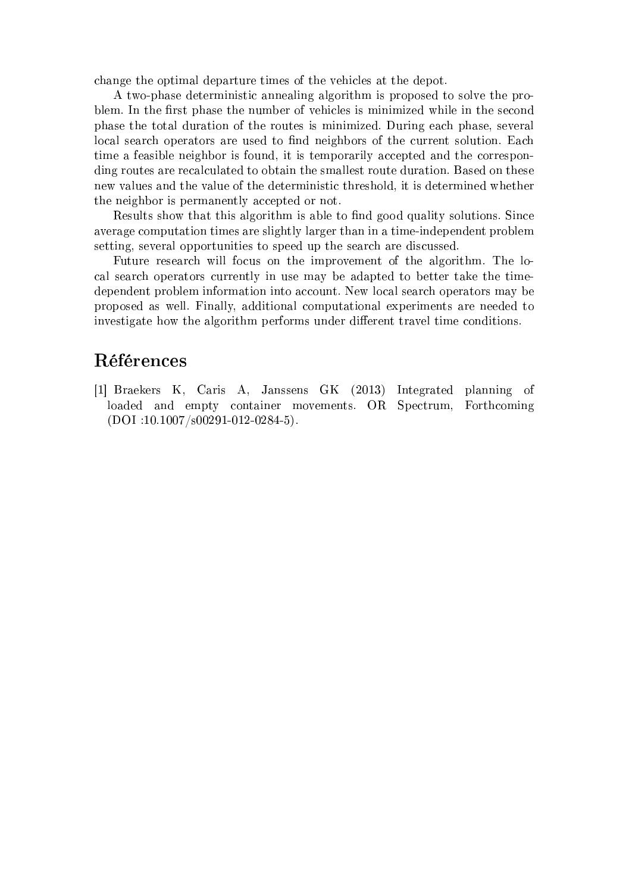change the optimal departure times of the vehicles at the depot.

A two-phase deterministic annealing algorithm is proposed to solve the problem. In the first phase the number of vehicles is minimized while in the second phase the total duration of the routes is minimized. During each phase, several local search operators are used to find neighbors of the current solution. Each time a feasible neighbor is found, it is temporarily accepted and the corresponding routes are recalculated to obtain the smallest route duration. Based on these new values and the value of the deterministic threshold, it is determined whether the neighbor is permanently accepted or not.

Results show that this algorithm is able to find good quality solutions. Since average computation times are slightly larger than in a time-independent problem setting, several opportunities to speed up the search are discussed.

Future research will focus on the improvement of the algorithm. The local search operators currently in use may be adapted to better take the time-dependent problem information into account. New local search operators may be proposed as well. Finally, additional computational experiments are needed to investigate how the algorithm performs under different travel time conditions.

## Références

[1] Braekers K, Caris A, Janssens GK (2013) Integrated planning of loaded and empty container movements. OR Spectrum, Forthcoming (DOI :10.1007/s00291-012-0284-5).